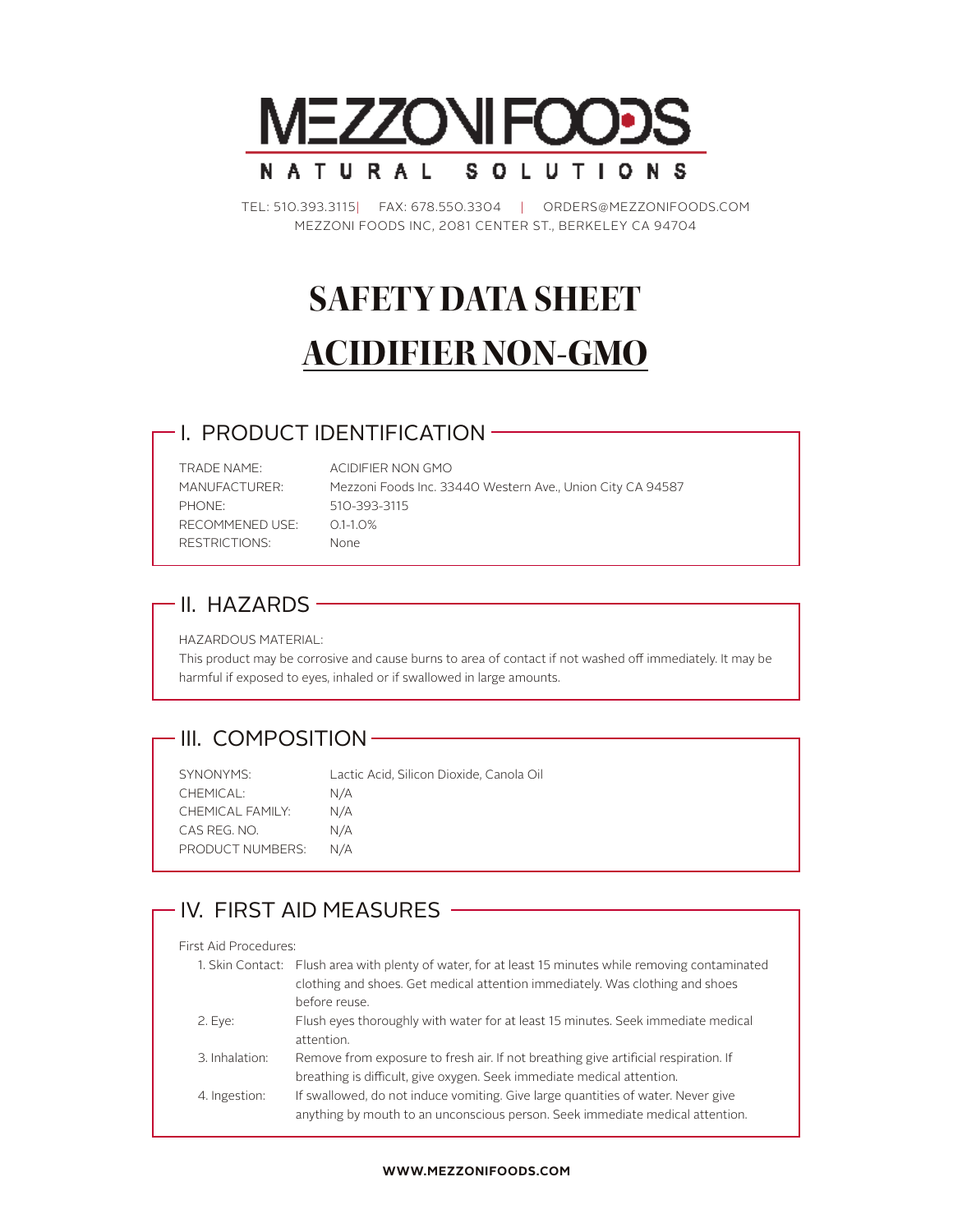# MEZZONI FOODS

NATURAL SOLUTIONS

TEL: 510.393.3115| FAX: 678.550.3304 | ORDERS@MEZZONIFOODS.COM
MEZZONI FOODS INC, 2081 CENTER ST., BERKELEY CA 94704

# SAFETY DATA SHEET

# ACIDIFIER NON-GMO

## I. PRODUCT IDENTIFICATION

TRADE NAME: ACIDIFIER NON GMO
MANUFACTURER: Mezzoni Foods Inc. 33440 Western Ave., Union City CA 94587
PHONE: 510-393-3115
RECOMMENED USE: 0.1-1.0%
RESTRICTIONS: None

## II. HAZARDS

HAZARDOUS MATERIAL:

This product may be corrosive and cause burns to area of contact if not washed off immediately. It may be harmful if exposed to eyes, inhaled or if swallowed in large amounts.

## III. COMPOSITION

SYNONYMS: Lactic Acid, Silicon Dioxide, Canola Oil
CHEMICAL: N/A
CHEMICAL FAMILY: N/A
CAS REG. NO. N/A
PRODUCT NUMBERS: N/A

## IV. FIRST AID MEASURES

First Aid Procedures:

1. Skin Contact: Flush area with plenty of water, for at least 15 minutes while removing contaminated clothing and shoes. Get medical attention immediately. Was clothing and shoes before reuse.
2. Eye: Flush eyes thoroughly with water for at least 15 minutes. Seek immediate medical attention.
3. Inhalation: Remove from exposure to fresh air. If not breathing give artificial respiration. If breathing is difficult, give oxygen. Seek immediate medical attention.
4. Ingestion: If swallowed, do not induce vomiting. Give large quantities of water. Never give anything by mouth to an unconscious person. Seek immediate medical attention.

WWW.MEZZONIFOODS.COM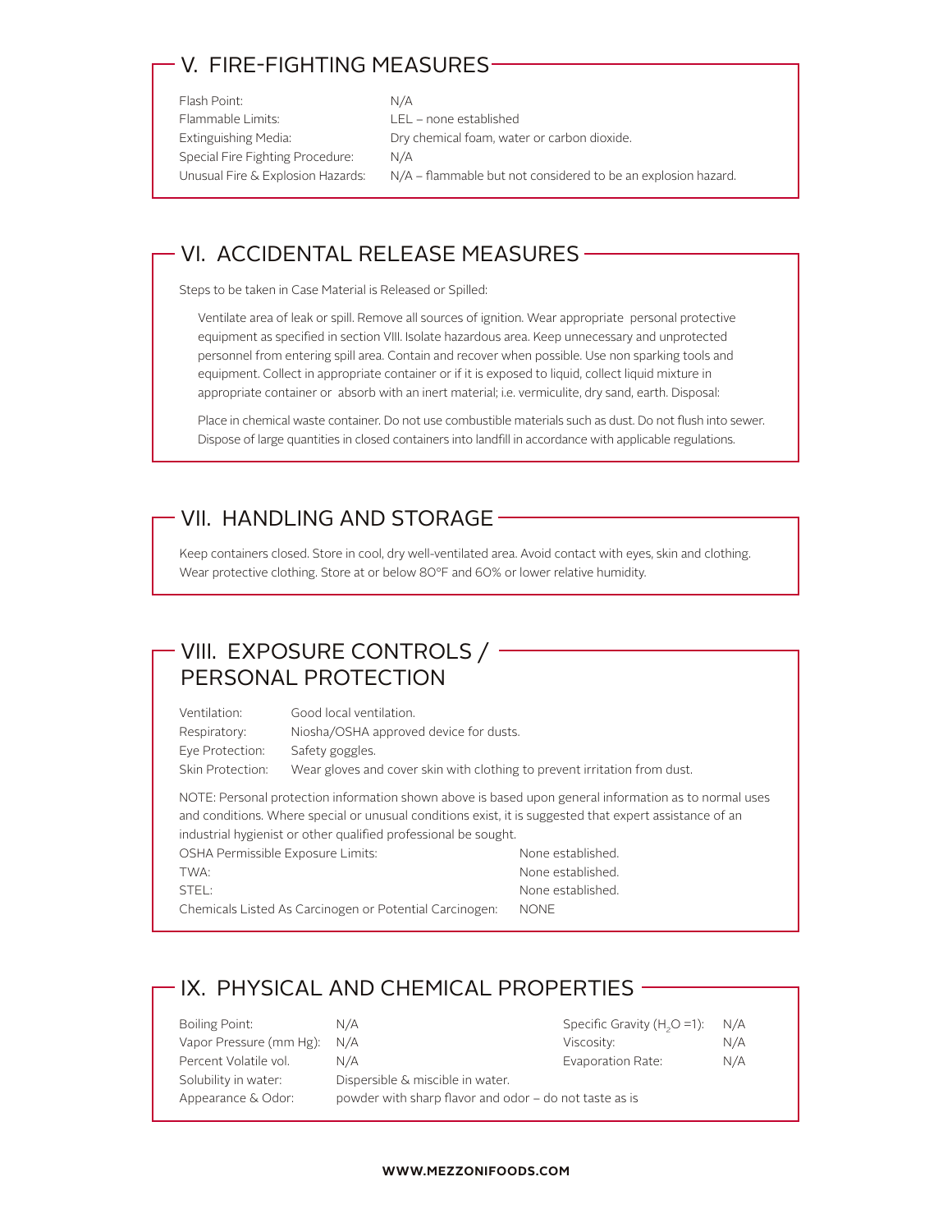## V. FIRE-FIGHTING MEASURES

| | |
|---|---|
| Flash Point: | N/A |
| Flammable Limits: | LEL – none established |
| Extinguishing Media: | Dry chemical foam, water or carbon dioxide. |
| Special Fire Fighting Procedure: | N/A |
| Unusual Fire & Explosion Hazards: | N/A – flammable but not considered to be an explosion hazard. |

## VI. ACCIDENTAL RELEASE MEASURES

Steps to be taken in Case Material is Released or Spilled:

Ventilate area of leak or spill. Remove all sources of ignition. Wear appropriate personal protective equipment as specified in section VIII. Isolate hazardous area. Keep unnecessary and unprotected personnel from entering spill area. Contain and recover when possible. Use non sparking tools and equipment. Collect in appropriate container or if it is exposed to liquid, collect liquid mixture in appropriate container or absorb with an inert material; i.e. vermiculite, dry sand, earth. Disposal:

Place in chemical waste container. Do not use combustible materials such as dust. Do not flush into sewer. Dispose of large quantities in closed containers into landfill in accordance with applicable regulations.

## VII. HANDLING AND STORAGE

Keep containers closed. Store in cool, dry well-ventilated area. Avoid contact with eyes, skin and clothing. Wear protective clothing. Store at or below 80°F and 60% or lower relative humidity.

## VIII. EXPOSURE CONTROLS / PERSONAL PROTECTION

| | |
|---|---|
| Ventilation: | Good local ventilation. |
| Respiratory: | Niosha/OSHA approved device for dusts. |
| Eye Protection: | Safety goggles. |
| Skin Protection: | Wear gloves and cover skin with clothing to prevent irritation from dust. |

NOTE: Personal protection information shown above is based upon general information as to normal uses and conditions. Where special or unusual conditions exist, it is suggested that expert assistance of an industrial hygienist or other qualified professional be sought.

| | |
|---|---|
| OSHA Permissible Exposure Limits: | None established. |
| TWA: | None established. |
| STEL: | None established. |
| Chemicals Listed As Carcinogen or Potential Carcinogen: | NONE |

## IX. PHYSICAL AND CHEMICAL PROPERTIES

| | | | |
|---|---|---|---|
| Boiling Point: | N/A | Specific Gravity ($H_2O$ =1): | N/A |
| Vapor Pressure (mm Hg): | N/A | Viscosity: | N/A |
| Percent Volatile vol. | N/A | Evaporation Rate: | N/A |
| Solubility in water: | Dispersible & miscible in water. | | |
| Appearance & Odor: | powder with sharp flavor and odor – do not taste as is | | |

**WWW.MEZZONIFOODS.COM**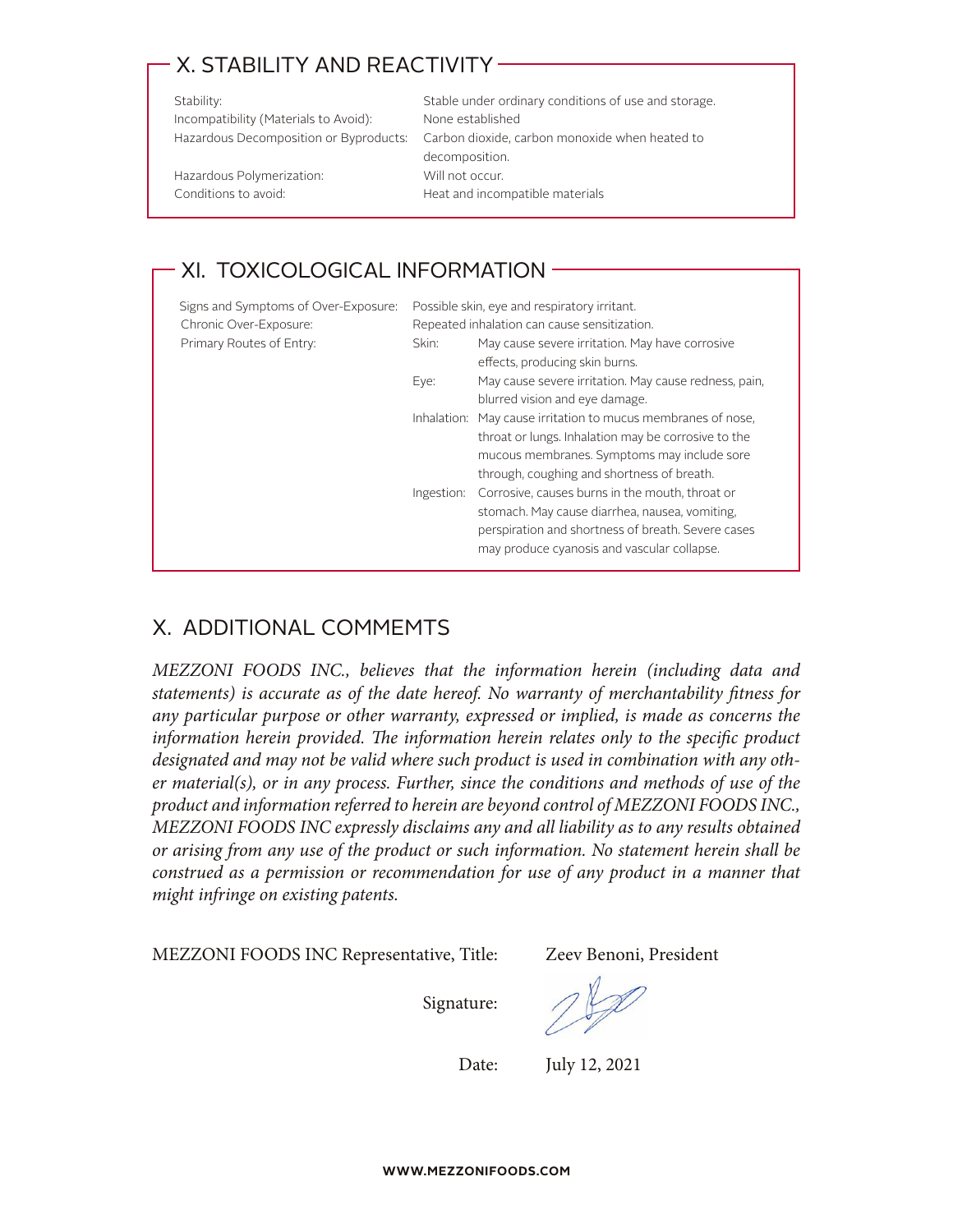## X. STABILITY AND REACTIVITY

| | |
|---|---|
| Stability: | Stable under ordinary conditions of use and storage. |
| Incompatibility (Materials to Avoid): | None established |
| Hazardous Decomposition or Byproducts: | Carbon dioxide, carbon monoxide when heated to decomposition. |
| Hazardous Polymerization: | Will not occur. |
| Conditions to avoid: | Heat and incompatible materials |

## XI. TOXICOLOGICAL INFORMATION

| | | |
|---|---|---|
| Signs and Symptoms of Over-Exposure: | Possible skin, eye and respiratory irritant. | |
| Chronic Over-Exposure: | Repeated inhalation can cause sensitization. | |
| Primary Routes of Entry: | Skin: | May cause severe irritation. May have corrosive effects, producing skin burns. |
| | Eye: | May cause severe irritation. May cause redness, pain, blurred vision and eye damage. |
| | Inhalation: | May cause irritation to mucus membranes of nose, throat or lungs. Inhalation may be corrosive to the mucous membranes. Symptoms may include sore through, coughing and shortness of breath. |
| | Ingestion: | Corrosive, causes burns in the mouth, throat or stomach. May cause diarrhea, nausea, vomiting, perspiration and shortness of breath. Severe cases may produce cyanosis and vascular collapse. |

## X. ADDITIONAL COMMEMTS

*MEZZONI FOODS INC., believes that the information herein (including data and statements) is accurate as of the date hereof. No warranty of merchantability fitness for any particular purpose or other warranty, expressed or implied, is made as concerns the information herein provided. The information herein relates only to the specific product designated and may not be valid where such product is used in combination with any other material(s), or in any process. Further, since the conditions and methods of use of the product and information referred to herein are beyond control of MEZZONI FOODS INC., MEZZONI FOODS INC expressly disclaims any and all liability as to any results obtained or arising from any use of the product or such information. No statement herein shall be construed as a permission or recommendation for use of any product in a manner that might infringe on existing patents.*

MEZZONI FOODS INC Representative, Title: Zeev Benoni, President

Signature:

Date: July 12, 2021

WWW.MEZZONIFOODS.COM